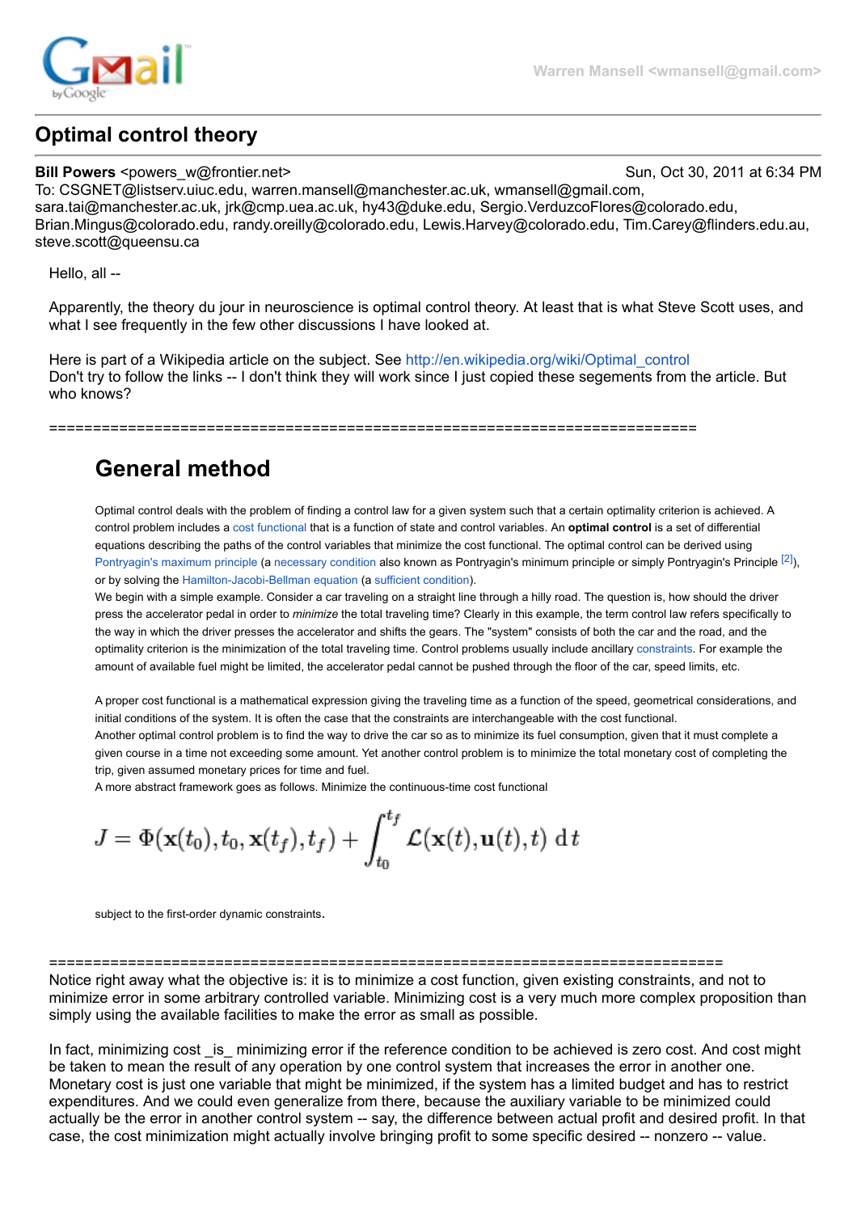Warren Mansell <wmansell@gmail.com>

# Optimal control theory

**Bill Powers** <powers_w@frontier.net> Sun, Oct 30, 2011 at 6:34 PM
To: CSGNET@listserv.uiuc.edu, warren.mansell@manchester.ac.uk, wmansell@gmail.com, sara.tai@manchester.ac.uk, jrk@cmp.uea.ac.uk, hy43@duke.edu, Sergio.VerduzcoFlores@colorado.edu, Brian.Mingus@colorado.edu, randy.oreilly@colorado.edu, Lewis.Harvey@colorado.edu, Tim.Carey@flinders.edu.au, steve.scott@queensu.ca

Hello, all --

Apparently, the theory du jour in neuroscience is optimal control theory. At least that is what Steve Scott uses, and what I see frequently in the few other discussions I have looked at.

Here is part of a Wikipedia article on the subject. See http://en.wikipedia.org/wiki/Optimal_control
Don't try to follow the links -- I don't think they will work since I just copied these segements from the article. But who knows?

==========================================================================

## General method

Optimal control deals with the problem of finding a control law for a given system such that a certain optimality criterion is achieved. A control problem includes a cost functional that is a function of state and control variables. An **optimal control** is a set of differential equations describing the paths of the control variables that minimize the cost functional. The optimal control can be derived using Pontryagin's maximum principle (a necessary condition also known as Pontryagin's minimum principle or simply Pontryagin's Principle [2]), or by solving the Hamilton-Jacobi-Bellman equation (a sufficient condition).

We begin with a simple example. Consider a car traveling on a straight line through a hilly road. The question is, how should the driver press the accelerator pedal in order to *minimize* the total traveling time? Clearly in this example, the term control law refers specifically to the way in which the driver presses the accelerator and shifts the gears. The "system" consists of both the car and the road, and the optimality criterion is the minimization of the total traveling time. Control problems usually include ancillary constraints. For example the amount of available fuel might be limited, the accelerator pedal cannot be pushed through the floor of the car, speed limits, etc.

A proper cost functional is a mathematical expression giving the traveling time as a function of the speed, geometrical considerations, and initial conditions of the system. It is often the case that the constraints are interchangeable with the cost functional.

Another optimal control problem is to find the way to drive the car so as to minimize its fuel consumption, given that it must complete a given course in a time not exceeding some amount. Yet another control problem is to minimize the total monetary cost of completing the trip, given assumed monetary prices for time and fuel.

A more abstract framework goes as follows. Minimize the continuous-time cost functional

$$J = \Phi(\mathbf{x}(t_0), t_0, \mathbf{x}(t_f), t_f) + \int_{t_0}^{t_f} \mathcal{L}(\mathbf{x}(t), \mathbf{u}(t), t)\, \mathrm{d}t$$

subject to the first-order dynamic constraints.

============================================================================

Notice right away what the objective is: it is to minimize a cost function, given existing constraints, and not to minimize error in some arbitrary controlled variable. Minimizing cost is a very much more complex proposition than simply using the available facilities to make the error as small as possible.

In fact, minimizing cost _is_ minimizing error if the reference condition to be achieved is zero cost. And cost might be taken to mean the result of any operation by one control system that increases the error in another one. Monetary cost is just one variable that might be minimized, if the system has a limited budget and has to restrict expenditures. And we could even generalize from there, because the auxiliary variable to be minimized could actually be the error in another control system -- say, the difference between actual profit and desired profit. In that case, the cost minimization might actually involve bringing profit to some specific desired -- nonzero -- value.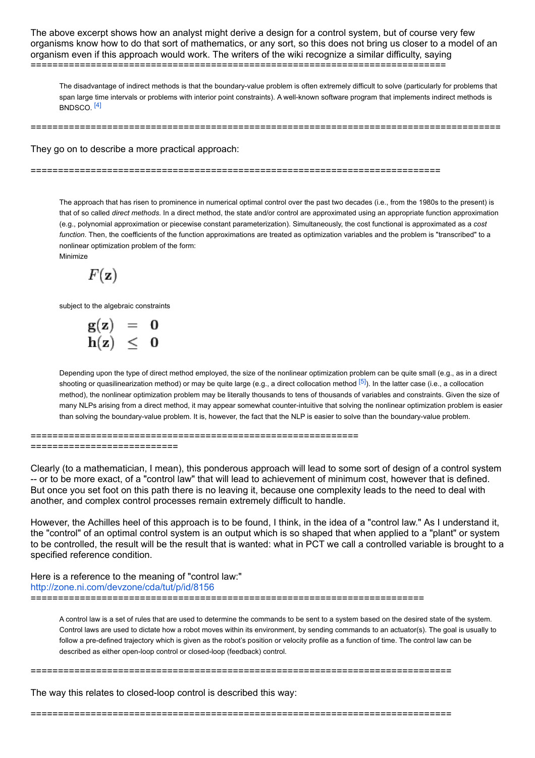The above excerpt shows how an analyst might derive a design for a control system, but of course very few organisms know how to do that sort of mathematics, or any sort, so this does not bring us closer to a model of an organism even if this approach would work. The writers of the wiki recognize a similar difficulty, saying

==========================================================================

> The disadvantage of indirect methods is that the boundary-value problem is often extremely difficult to solve (particularly for problems that span large time intervals or problems with interior point constraints). A well-known software program that implements indirect methods is BNDSCO. [4]

==========================================================================

They go on to describe a more practical approach:

==========================================================================

> The approach that has risen to prominence in numerical optimal control over the past two decades (i.e., from the 1980s to the present) is that of so called *direct methods*. In a direct method, the state and/or control are approximated using an appropriate function approximation (e.g., polynomial approximation or piecewise constant parameterization). Simultaneously, the cost functional is approximated as a *cost function*. Then, the coefficients of the function approximations are treated as optimization variables and the problem is "transcribed" to a nonlinear optimization problem of the form:
>
> Minimize
>
> $$F(\mathbf{z})$$
>
> subject to the algebraic constraints
>
> $$\begin{aligned} \mathbf{g}(\mathbf{z}) &= \mathbf{0} \\ \mathbf{h}(\mathbf{z}) &\leq \mathbf{0} \end{aligned}$$
>
> Depending upon the type of direct method employed, the size of the nonlinear optimization problem can be quite small (e.g., as in a direct shooting or quasilinearization method) or may be quite large (e.g., a direct collocation method [5]). In the latter case (i.e., a collocation method), the nonlinear optimization problem may be literally thousands to tens of thousands of variables and constraints. Given the size of many NLPs arising from a direct method, it may appear somewhat counter-intuitive that solving the nonlinear optimization problem is easier than solving the boundary-value problem. It is, however, the fact that the NLP is easier to solve than the boundary-value problem.

==========================================================================

Clearly (to a mathematician, I mean), this ponderous approach will lead to some sort of design of a control system -- or to be more exact, of a "control law" that will lead to achievement of minimum cost, however that is defined. But once you set foot on this path there is no leaving it, because one complexity leads to the need to deal with another, and complex control processes remain extremely difficult to handle.

However, the Achilles heel of this approach is to be found, I think, in the idea of a "control law." As I understand it, the "control" of an optimal control system is an output which is so shaped that when applied to a "plant" or system to be controlled, the result will be the result that is wanted: what in PCT we call a controlled variable is brought to a specified reference condition.

Here is a reference to the meaning of "control law:"
http://zone.ni.com/devzone/cda/tut/p/id/8156

==========================================================================

> A control law is a set of rules that are used to determine the commands to be sent to a system based on the desired state of the system. Control laws are used to dictate how a robot moves within its environment, by sending commands to an actuator(s). The goal is usually to follow a pre-defined trajectory which is given as the robot's position or velocity profile as a function of time. The control law can be described as either open-loop control or closed-loop (feedback) control.

==========================================================================

The way this relates to closed-loop control is described this way:

==========================================================================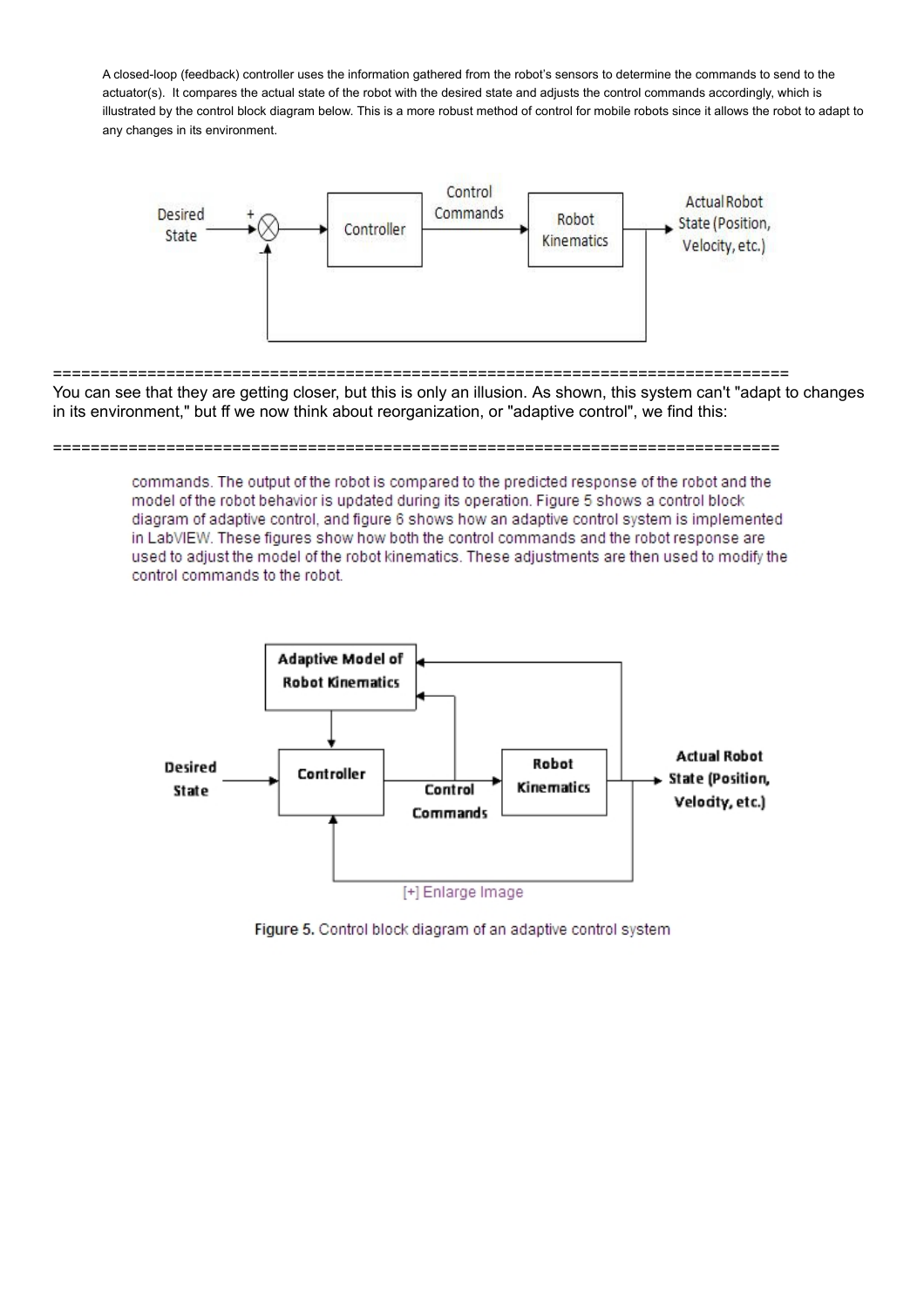A closed-loop (feedback) controller uses the information gathered from the robot's sensors to determine the commands to send to the actuator(s). It compares the actual state of the robot with the desired state and adjusts the control commands accordingly, which is illustrated by the control block diagram below. This is a more robust method of control for mobile robots since it allows the robot to adapt to any changes in its environment.

Desired State → + ⊗ → Controller → Control Commands → Robot Kinematics → Actual Robot State (Position, Velocity, etc.)

================================================================================

You can see that they are getting closer, but this is only an illusion. As shown, this system can't "adapt to changes in its environment," but ff we now think about reorganization, or "adaptive control", we find this:

================================================================================

commands. The output of the robot is compared to the predicted response of the robot and the model of the robot behavior is updated during its operation. Figure 5 shows a control block diagram of adaptive control, and figure 6 shows how an adaptive control system is implemented in LabVIEW. These figures show how both the control commands and the robot response are used to adjust the model of the robot kinematics. These adjustments are then used to modify the control commands to the robot.

Adaptive Model of Robot Kinematics

Desired State → Controller → Control Commands → Robot Kinematics → Actual Robot State (Position, Velocity, etc.)

[+] Enlarge Image

Figure 5. Control block diagram of an adaptive control system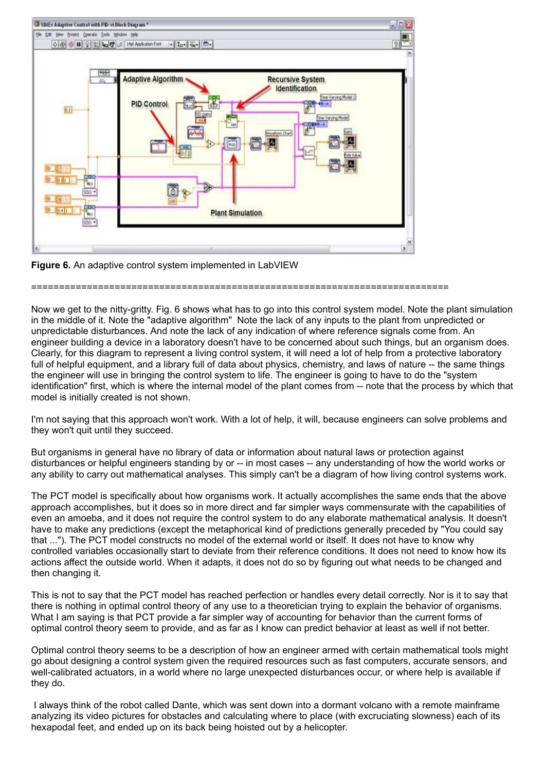**Figure 6.** An adaptive control system implemented in LabVIEW

============================================================================

Now we get to the nitty-gritty. Fig. 6 shows what has to go into this control system model. Note the plant simulation in the middle of it. Note the "adaptive algorithm" Note the lack of any inputs to the plant from unpredicted or unpredictable disturbances. And note the lack of any indication of where reference signals come from. An engineer building a device in a laboratory doesn't have to be concerned about such things, but an organism does. Clearly, for this diagram to represent a living control system, it will need a lot of help from a protective laboratory full of helpful equipment, and a library full of data about physics, chemistry, and laws of nature -- the same things the engineer will use in bringing the control system to life. The engineer is going to have to do the "system identification" first, which is where the internal model of the plant comes from -- note that the process by which that model is initially created is not shown.

I'm not saying that this approach won't work. With a lot of help, it will, because engineers can solve problems and they won't quit until they succeed.

But organisms in general have no library of data or information about natural laws or protection against disturbances or helpful engineers standing by or -- in most cases -- any understanding of how the world works or any ability to carry out mathematical analyses. This simply can't be a diagram of how living control systems work.

The PCT model is specifically about how organisms work. It actually accomplishes the same ends that the above approach accomplishes, but it does so in more direct and far simpler ways commensurate with the capabilities of even an amoeba, and it does not require the control system to do any elaborate mathematical analysis. It doesn't have to make any predictions (except the metaphorical kind of predictions generally preceded by "You could say that ..."). The PCT model constructs no model of the external world or itself. It does not have to know why controlled variables occasionally start to deviate from their reference conditions. It does not need to know how its actions affect the outside world. When it adapts, it does not do so by figuring out what needs to be changed and then changing it.

This is not to say that the PCT model has reached perfection or handles every detail correctly. Nor is it to say that there is nothing in optimal control theory of any use to a theoretician trying to explain the behavior of organisms. What I am saying is that PCT provide a far simpler way of accounting for behavior than the current forms of optimal control theory seem to provide, and as far as I know can predict behavior at least as well if not better.

Optimal control theory seems to be a description of how an engineer armed with certain mathematical tools might go about designing a control system given the required resources such as fast computers, accurate sensors, and well-calibrated actuators, in a world where no large unexpected disturbances occur, or where help is available if they do.

I always think of the robot called Dante, which was sent down into a dormant volcano with a remote mainframe analyzing its video pictures for obstacles and calculating where to place (with excruciating slowness) each of its hexapodal feet, and ended up on its back being hoisted out by a helicopter.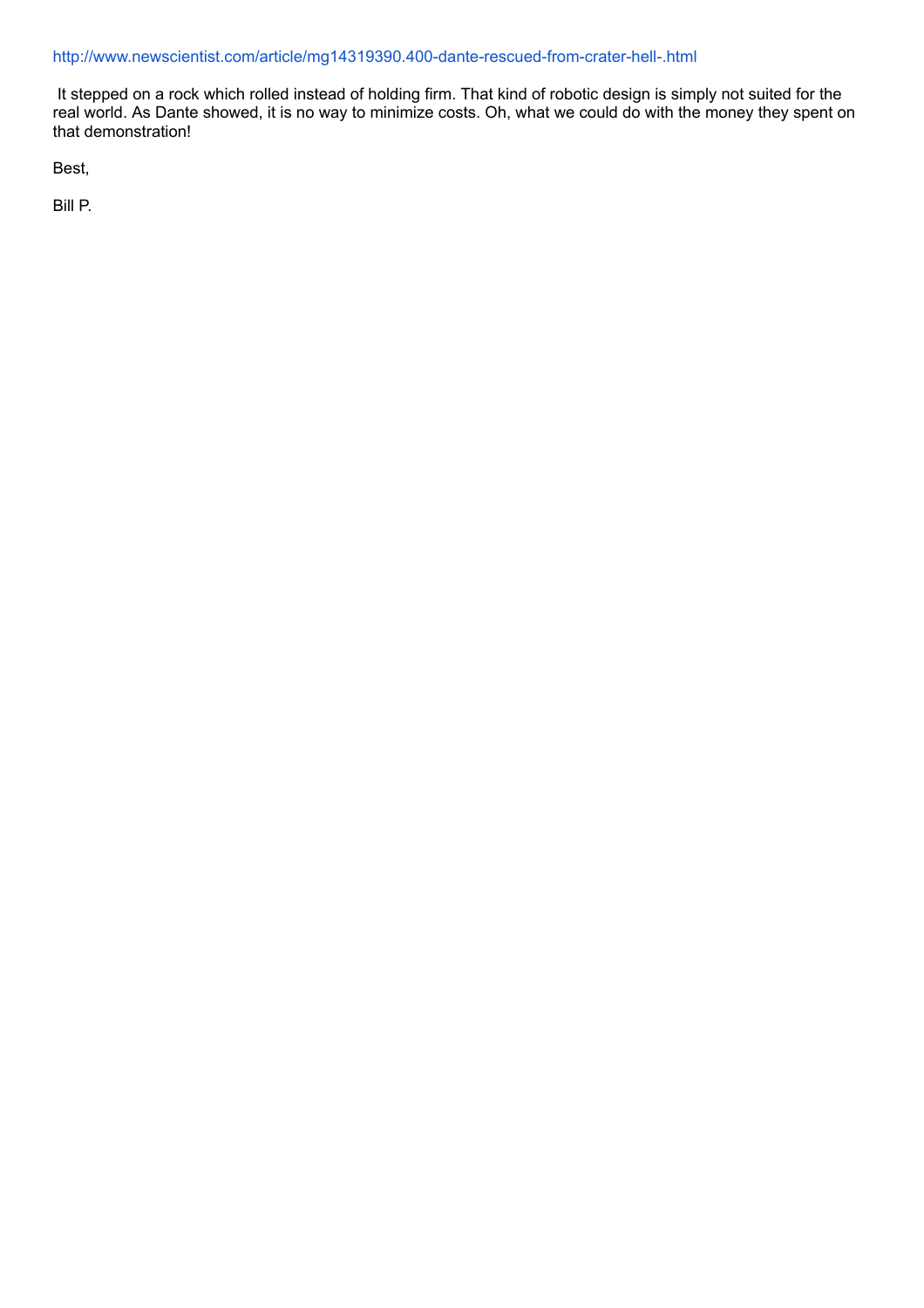http://www.newscientist.com/article/mg14319390.400-dante-rescued-from-crater-hell-.html

It stepped on a rock which rolled instead of holding firm. That kind of robotic design is simply not suited for the real world. As Dante showed, it is no way to minimize costs. Oh, what we could do with the money they spent on that demonstration!

Best,

Bill P.